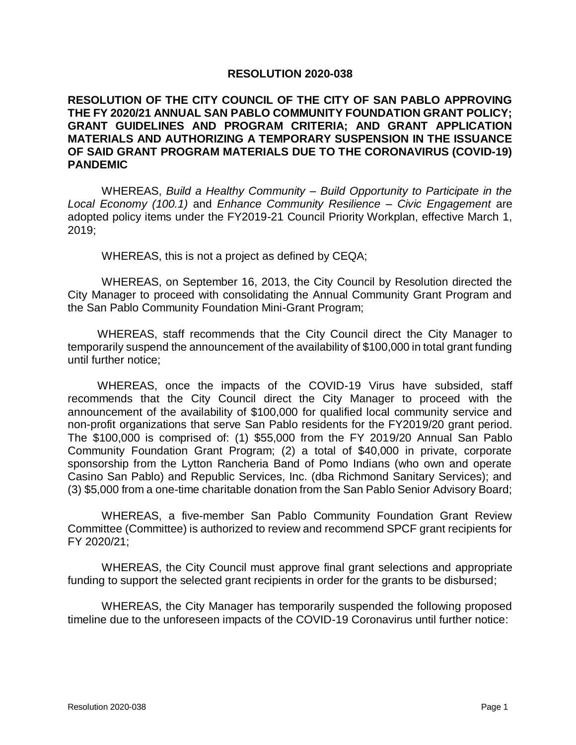# RESOLUTION 2020-038

**RESOLUTION OF THE CITY COUNCIL OF THE CITY OF SAN PABLO APPROVING THE FY 2020/21 ANNUAL SAN PABLO COMMUNITY FOUNDATION GRANT POLICY; GRANT GUIDELINES AND PROGRAM CRITERIA; AND GRANT APPLICATION MATERIALS AND AUTHORIZING A TEMPORARY SUSPENSION IN THE ISSUANCE OF SAID GRANT PROGRAM MATERIALS DUE TO THE CORONAVIRUS (COVID-19) PANDEMIC**

WHEREAS, *Build a Healthy Community – Build Opportunity to Participate in the Local Economy (100.1)* and *Enhance Community Resilience – Civic Engagement* are adopted policy items under the FY2019-21 Council Priority Workplan, effective March 1, 2019;

WHEREAS, this is not a project as defined by CEQA;

WHEREAS, on September 16, 2013, the City Council by Resolution directed the City Manager to proceed with consolidating the Annual Community Grant Program and the San Pablo Community Foundation Mini-Grant Program;

WHEREAS, staff recommends that the City Council direct the City Manager to temporarily suspend the announcement of the availability of $100,000 in total grant funding until further notice;

WHEREAS, once the impacts of the COVID-19 Virus have subsided, staff recommends that the City Council direct the City Manager to proceed with the announcement of the availability of $100,000 for qualified local community service and non-profit organizations that serve San Pablo residents for the FY2019/20 grant period. The $100,000 is comprised of: (1) $55,000 from the FY 2019/20 Annual San Pablo Community Foundation Grant Program; (2) a total of $40,000 in private, corporate sponsorship from the Lytton Rancheria Band of Pomo Indians (who own and operate Casino San Pablo) and Republic Services, Inc. (dba Richmond Sanitary Services); and (3) $5,000 from a one-time charitable donation from the San Pablo Senior Advisory Board;

WHEREAS, a five-member San Pablo Community Foundation Grant Review Committee (Committee) is authorized to review and recommend SPCF grant recipients for FY 2020/21;

WHEREAS, the City Council must approve final grant selections and appropriate funding to support the selected grant recipients in order for the grants to be disbursed;

WHEREAS, the City Manager has temporarily suspended the following proposed timeline due to the unforeseen impacts of the COVID-19 Coronavirus until further notice: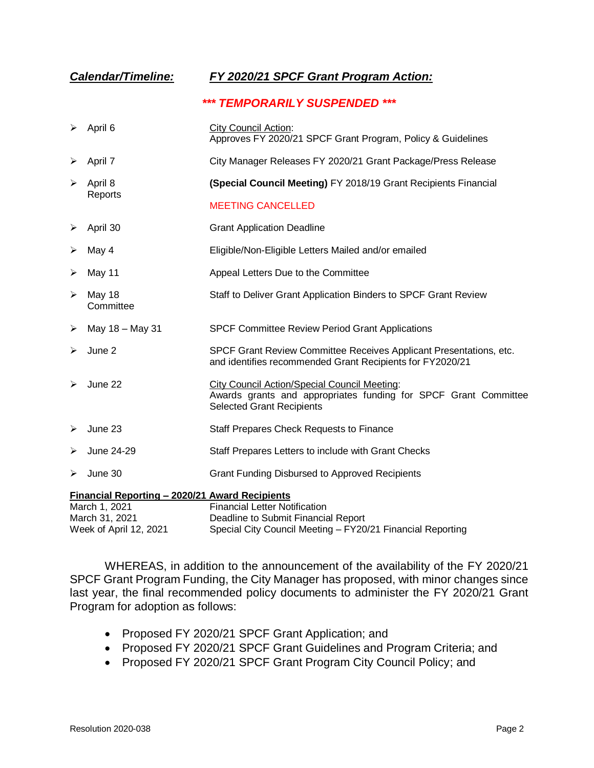***Calendar/Timeline:*** ***FY 2020/21 SPCF Grant Program Action:***

***\*\*\* TEMPORARILY SUSPENDED \*\*\****

- April 6 — City Council Action: Approves FY 2020/21 SPCF Grant Program, Policy & Guidelines
- April 7 — City Manager Releases FY 2020/21 Grant Package/Press Release
- April 8 — **(Special Council Meeting)** FY 2018/19 Grant Recipients Financial Reports

  MEETING CANCELLED
- April 30 — Grant Application Deadline
- May 4 — Eligible/Non-Eligible Letters Mailed and/or emailed
- May 11 — Appeal Letters Due to the Committee
- May 18 — Staff to Deliver Grant Application Binders to SPCF Grant Review Committee
- May 18 – May 31 — SPCF Committee Review Period Grant Applications
- June 2 — SPCF Grant Review Committee Receives Applicant Presentations, etc. and identifies recommended Grant Recipients for FY2020/21
- June 22 — City Council Action/Special Council Meeting: Awards grants and appropriates funding for SPCF Grant Committee Selected Grant Recipients
- June 23 — Staff Prepares Check Requests to Finance
- June 24-29 — Staff Prepares Letters to include with Grant Checks
- June 30 — Grant Funding Disbursed to Approved Recipients

**Financial Reporting – 2020/21 Award Recipients**

| | |
|---|---|
| March 1, 2021 | Financial Letter Notification |
| March 31, 2021 | Deadline to Submit Financial Report |
| Week of April 12, 2021 | Special City Council Meeting – FY20/21 Financial Reporting |

WHEREAS, in addition to the announcement of the availability of the FY 2020/21 SPCF Grant Program Funding, the City Manager has proposed, with minor changes since last year, the final recommended policy documents to administer the FY 2020/21 Grant Program for adoption as follows:

- Proposed FY 2020/21 SPCF Grant Application; and
- Proposed FY 2020/21 SPCF Grant Guidelines and Program Criteria; and
- Proposed FY 2020/21 SPCF Grant Program City Council Policy; and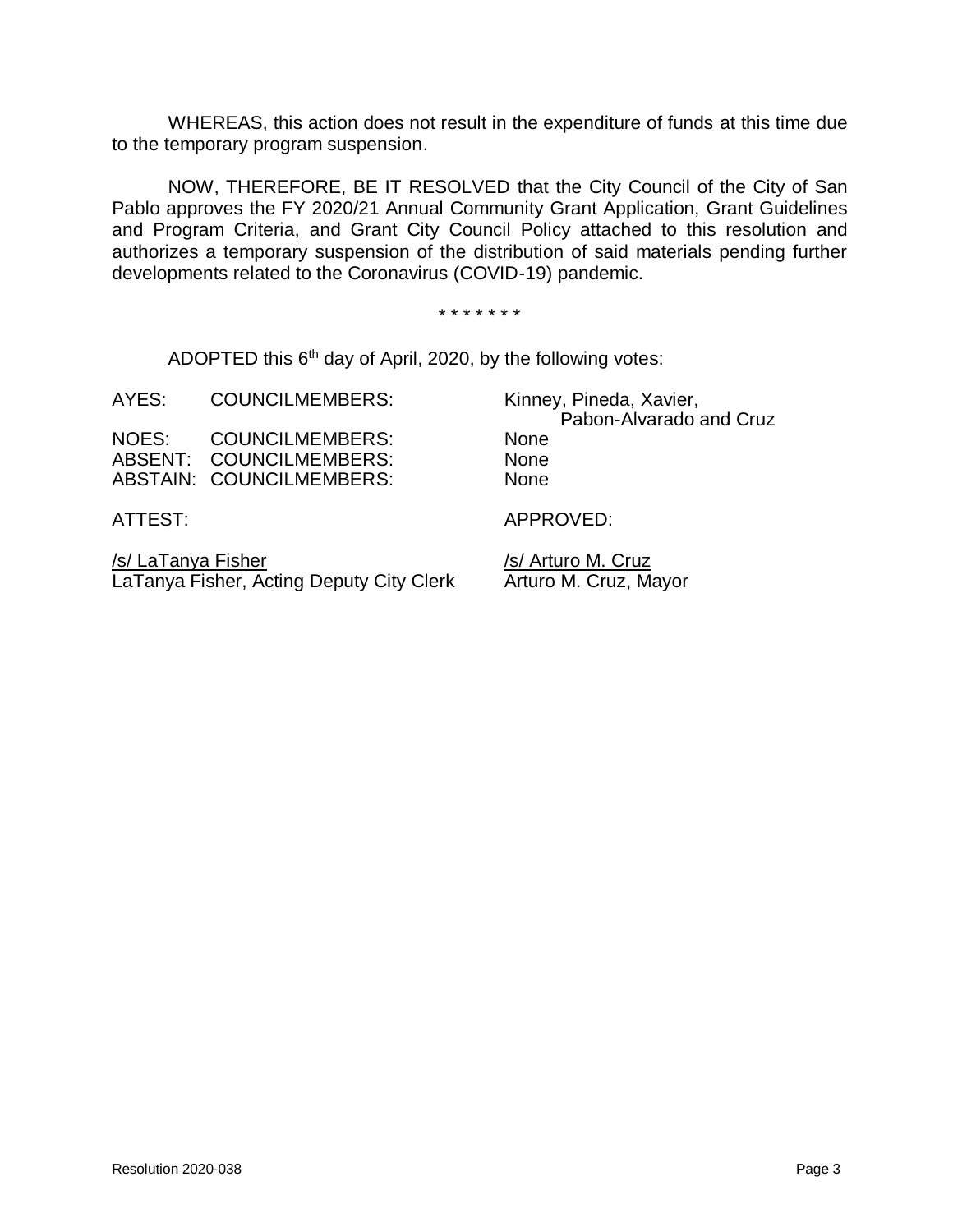WHEREAS, this action does not result in the expenditure of funds at this time due to the temporary program suspension.

NOW, THEREFORE, BE IT RESOLVED that the City Council of the City of San Pablo approves the FY 2020/21 Annual Community Grant Application, Grant Guidelines and Program Criteria, and Grant City Council Policy attached to this resolution and authorizes a temporary suspension of the distribution of said materials pending further developments related to the Coronavirus (COVID-19) pandemic.

\* \* \* \* \* \* \*

ADOPTED this 6th day of April, 2020, by the following votes:

| | | |
|---|---|---|
| AYES: | COUNCILMEMBERS: | Kinney, Pineda, Xavier, Pabon-Alvarado and Cruz |
| NOES: | COUNCILMEMBERS: | None |
| ABSENT: | COUNCILMEMBERS: | None |
| ABSTAIN: | COUNCILMEMBERS: | None |

ATTEST:

/s/ LaTanya Fisher
LaTanya Fisher, Acting Deputy City Clerk

APPROVED:

/s/ Arturo M. Cruz
Arturo M. Cruz, Mayor

Resolution 2020-038